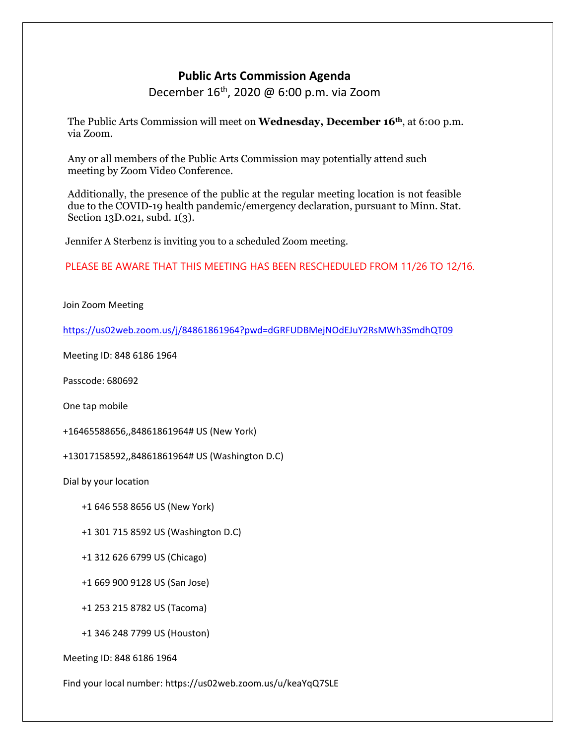# Public Arts Commission Agenda

December 16th, 2020 @ 6:00 p.m. via Zoom

The Public Arts Commission will meet on **Wednesday, December 16th**, at 6:00 p.m. via Zoom.

Any or all members of the Public Arts Commission may potentially attend such meeting by Zoom Video Conference.

Additionally, the presence of the public at the regular meeting location is not feasible due to the COVID-19 health pandemic/emergency declaration, pursuant to Minn. Stat. Section 13D.021, subd. 1(3).

Jennifer A Sterbenz is inviting you to a scheduled Zoom meeting.

PLEASE BE AWARE THAT THIS MEETING HAS BEEN RESCHEDULED FROM 11/26 TO 12/16.

Join Zoom Meeting

https://us02web.zoom.us/j/84861861964?pwd=dGRFUDBMejNOdEJuY2RsMWh3SmdhQT09

Meeting ID: 848 6186 1964

Passcode: 680692

One tap mobile

+16465588656,,84861861964# US (New York)

+13017158592,,84861861964# US (Washington D.C)

Dial by your location

+1 646 558 8656 US (New York)

+1 301 715 8592 US (Washington D.C)

+1 312 626 6799 US (Chicago)

+1 669 900 9128 US (San Jose)

+1 253 215 8782 US (Tacoma)

+1 346 248 7799 US (Houston)

Meeting ID: 848 6186 1964

Find your local number: https://us02web.zoom.us/u/keaYqQ7SLE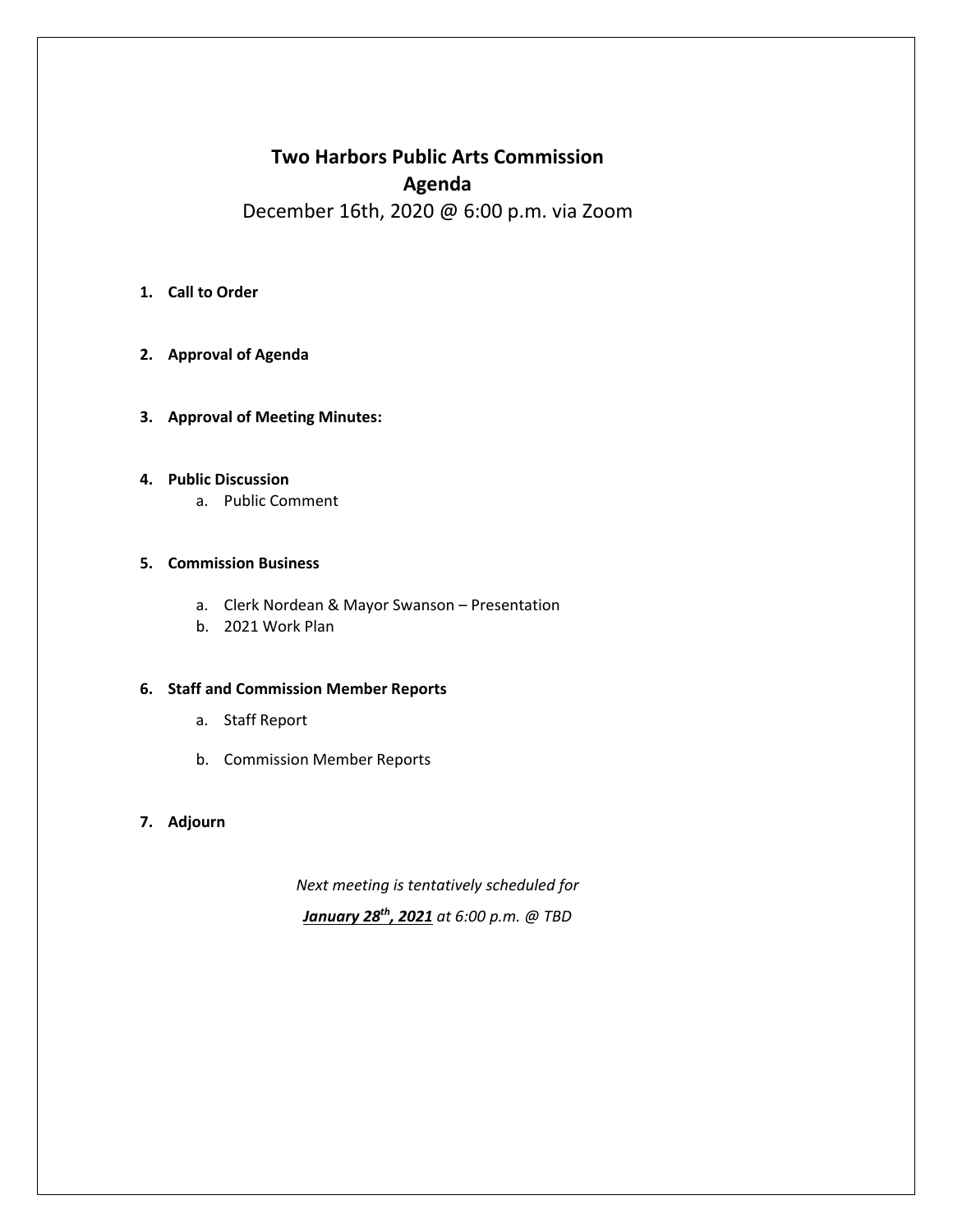# Two Harbors Public Arts Commission
## Agenda

December 16th, 2020 @ 6:00 p.m. via Zoom

1. **Call to Order**

2. **Approval of Agenda**

3. **Approval of Meeting Minutes:**

4. **Public Discussion**
   a. Public Comment

5. **Commission Business**
   a. Clerk Nordean & Mayor Swanson – Presentation
   b. 2021 Work Plan

6. **Staff and Commission Member Reports**
   a. Staff Report
   b. Commission Member Reports

7. **Adjourn**

*Next meeting is tentatively scheduled for*

***January 28th, 2021*** *at 6:00 p.m. @ TBD*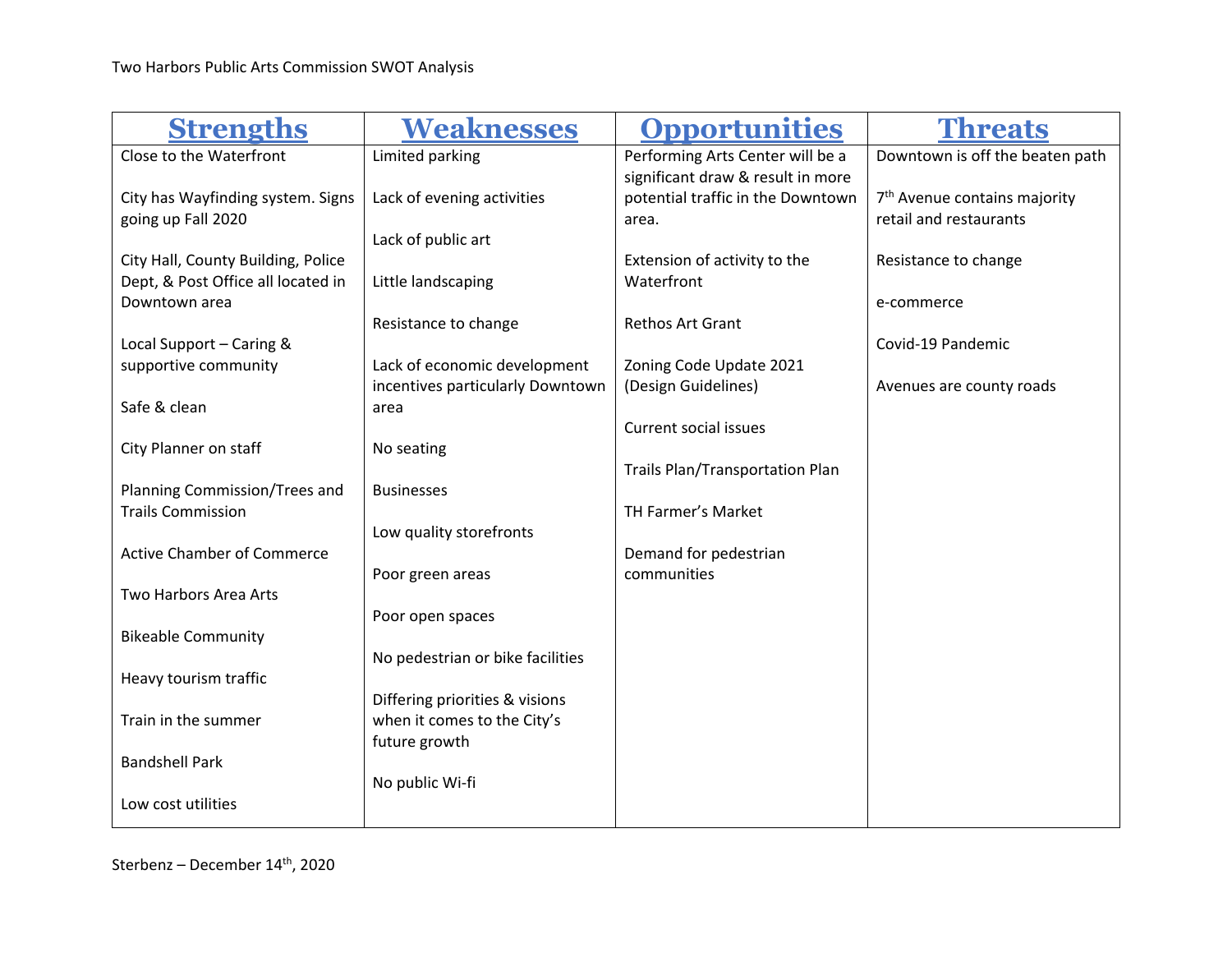Two Harbors Public Arts Commission SWOT Analysis

| Strengths | Weaknesses | Opportunities | Threats |
|---|---|---|---|
| Close to the Waterfront | Limited parking | Performing Arts Center will be a significant draw & result in more potential traffic in the Downtown area. | Downtown is off the beaten path |
| City has Wayfinding system. Signs going up Fall 2020 | Lack of evening activities | Extension of activity to the Waterfront | 7th Avenue contains majority retail and restaurants |
| City Hall, County Building, Police Dept, & Post Office all located in Downtown area | Lack of public art | Rethos Art Grant | Resistance to change |
| Local Support – Caring & supportive community | Little landscaping | Zoning Code Update 2021 (Design Guidelines) | e-commerce |
| Safe & clean | Resistance to change | Current social issues | Covid-19 Pandemic |
| City Planner on staff | Lack of economic development incentives particularly Downtown area | Trails Plan/Transportation Plan | Avenues are county roads |
| Planning Commission/Trees and Trails Commission | No seating | TH Farmer's Market | |
| Active Chamber of Commerce | Businesses | Demand for pedestrian communities | |
| Two Harbors Area Arts | Low quality storefronts | | |
| Bikeable Community | Poor green areas | | |
| Heavy tourism traffic | Poor open spaces | | |
| Train in the summer | No pedestrian or bike facilities | | |
| Bandshell Park | Differing priorities & visions when it comes to the City's future growth | | |
| Low cost utilities | No public Wi-fi | | |

Sterbenz – December 14th, 2020